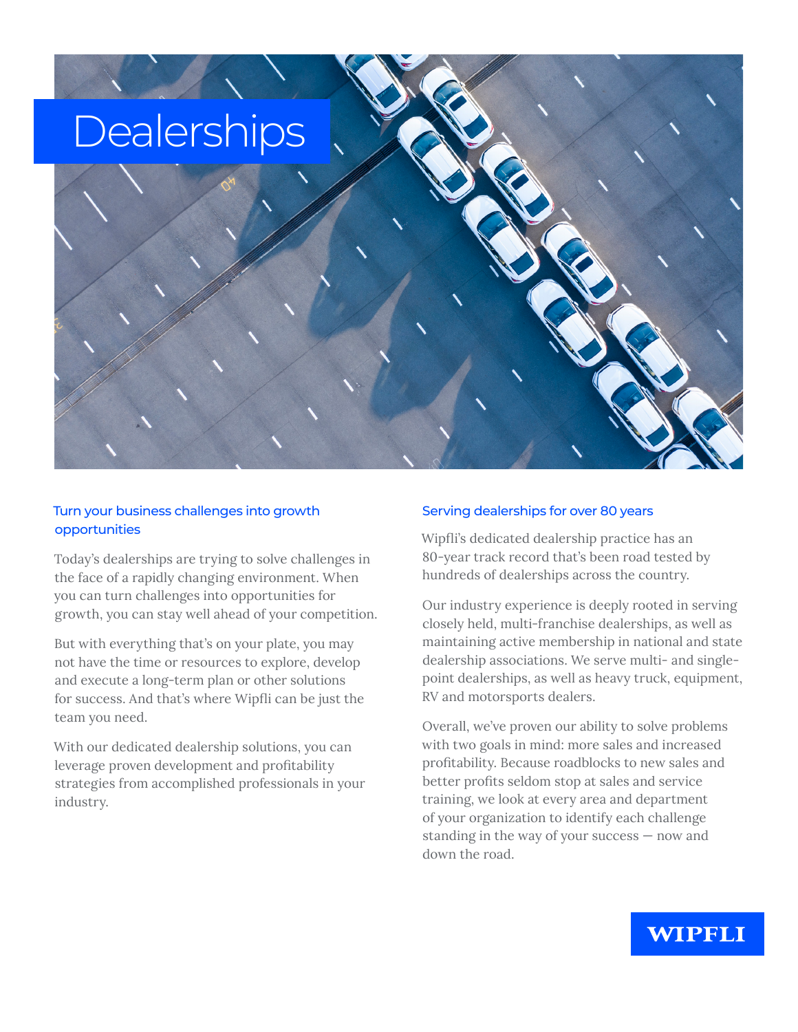# Dealerships

## Turn your business challenges into growth opportunities

Today's dealerships are trying to solve challenges in the face of a rapidly changing environment. When you can turn challenges into opportunities for growth, you can stay well ahead of your competition.

But with everything that's on your plate, you may not have the time or resources to explore, develop and execute a long-term plan or other solutions for success. And that's where Wipfli can be just the team you need.

With our dedicated dealership solutions, you can leverage proven development and profitability strategies from accomplished professionals in your industry.

## Serving dealerships for over 80 years

Wipfli's dedicated dealership practice has an 80-year track record that's been road tested by hundreds of dealerships across the country.

Our industry experience is deeply rooted in serving closely held, multi-franchise dealerships, as well as maintaining active membership in national and state dealership associations. We serve multi- and single-point dealerships, as well as heavy truck, equipment, RV and motorsports dealers.

Overall, we've proven our ability to solve problems with two goals in mind: more sales and increased profitability. Because roadblocks to new sales and better profits seldom stop at sales and service training, we look at every area and department of your organization to identify each challenge standing in the way of your success — now and down the road.

WIPFLI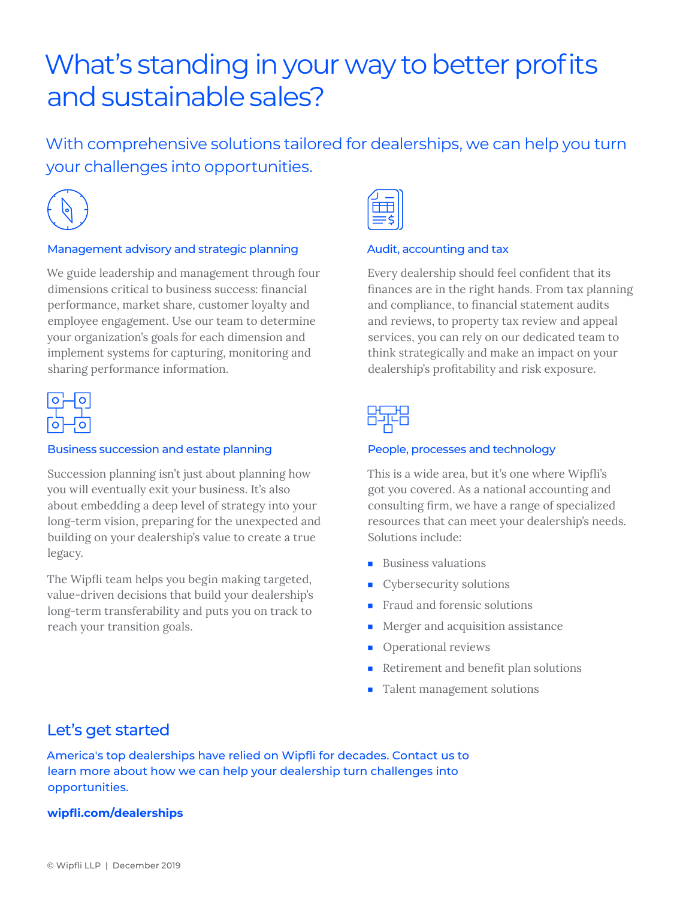# What's standing in your way to better profits and sustainable sales?

With comprehensive solutions tailored for dealerships, we can help you turn your challenges into opportunities.

### Management advisory and strategic planning

We guide leadership and management through four dimensions critical to business success: financial performance, market share, customer loyalty and employee engagement. Use our team to determine your organization's goals for each dimension and implement systems for capturing, monitoring and sharing performance information.

### Business succession and estate planning

Succession planning isn't just about planning how you will eventually exit your business. It's also about embedding a deep level of strategy into your long-term vision, preparing for the unexpected and building on your dealership's value to create a true legacy.

The Wipfli team helps you begin making targeted, value-driven decisions that build your dealership's long-term transferability and puts you on track to reach your transition goals.

### Audit, accounting and tax

Every dealership should feel confident that its finances are in the right hands. From tax planning and compliance, to financial statement audits and reviews, to property tax review and appeal services, you can rely on our dedicated team to think strategically and make an impact on your dealership's profitability and risk exposure.

### People, processes and technology

This is a wide area, but it's one where Wipfli's got you covered. As a national accounting and consulting firm, we have a range of specialized resources that can meet your dealership's needs. Solutions include:

- Business valuations
- Cybersecurity solutions
- Fraud and forensic solutions
- Merger and acquisition assistance
- Operational reviews
- Retirement and benefit plan solutions
- Talent management solutions

## Let's get started

America's top dealerships have relied on Wipfli for decades. Contact us to learn more about how we can help your dealership turn challenges into opportunities.

**wipfli.com/dealerships**

© Wipfli LLP | December 2019